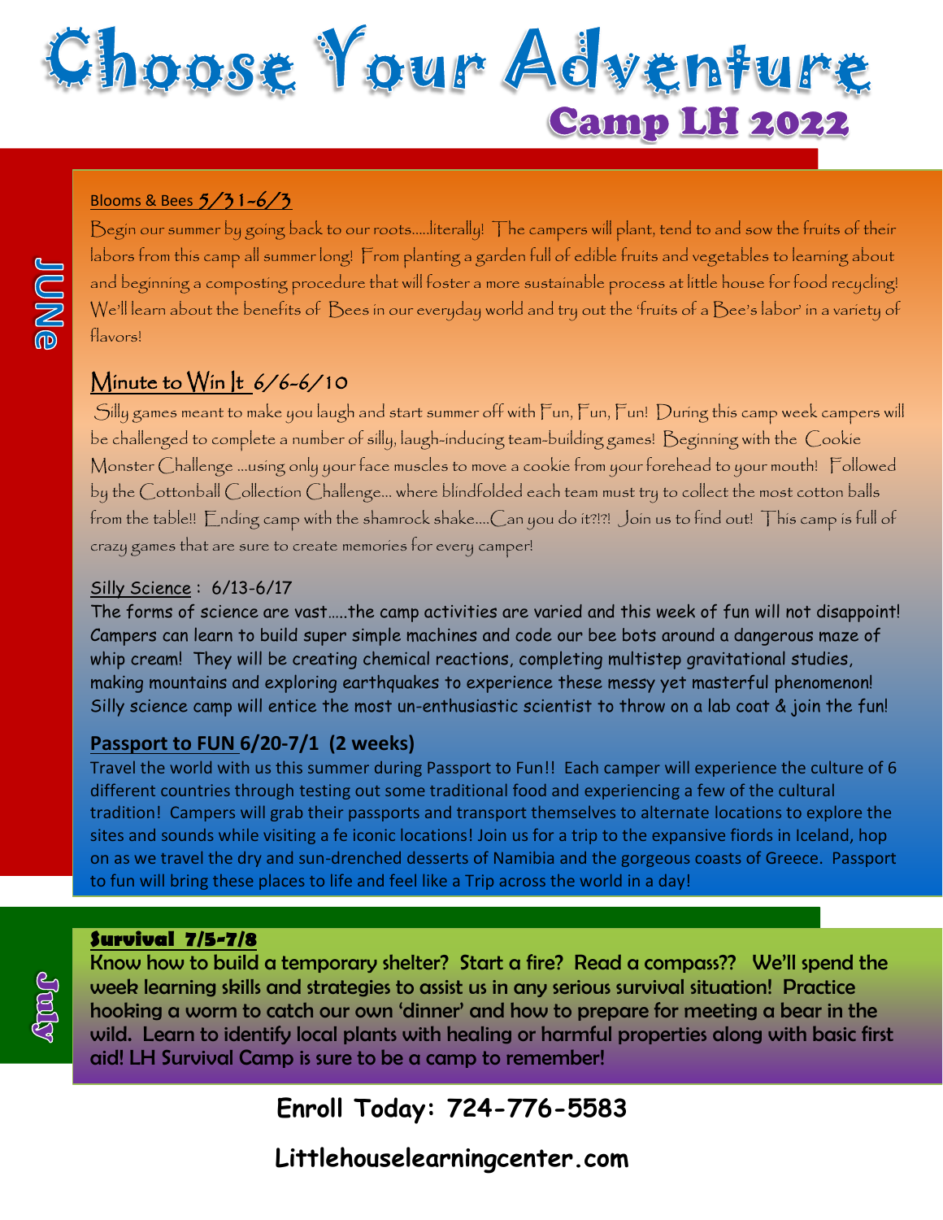# Choose Your Adventure

## Camp LH 2022

**JUNE**

**Blooms & Bees 5/31-6/3**

Begin our summer by going back to our roots.....literally! The campers will plant, tend to and sow the fruits of their labors from this camp all summer long! From planting a garden full of edible fruits and vegetables to learning about and beginning a composting procedure that will foster a more sustainable process at little house for food recycling! We'll learn about the benefits of Bees in our everyday world and try out the 'fruits of a Bee's labor' in a variety of flavors!

**Minute to Win It 6/6-6/10**

Silly games meant to make you laugh and start summer off with Fun, Fun, Fun! During this camp week campers will be challenged to complete a number of silly, laugh-inducing team-building games! Beginning with the Cookie Monster Challenge ...using only your face muscles to move a cookie from your forehead to your mouth! Followed by the Cottonball Collection Challenge... where blindfolded each team must try to collect the most cotton balls from the table!! Ending camp with the shamrock shake....Can you do it?!?! Join us to find out! This camp is full of crazy games that are sure to create memories for every camper!

**Silly Science : 6/13-6/17**

The forms of science are vast.....the camp activities are varied and this week of fun will not disappoint! Campers can learn to build super simple machines and code our bee bots around a dangerous maze of whip cream! They will be creating chemical reactions, completing multistep gravitational studies, making mountains and exploring earthquakes to experience these messy yet masterful phenomenon! Silly science camp will entice the most un-enthusiastic scientist to throw on a lab coat & join the fun!

**Passport to FUN 6/20-7/1 (2 weeks)**

Travel the world with us this summer during Passport to Fun!! Each camper will experience the culture of 6 different countries through testing out some traditional food and experiencing a few of the cultural tradition! Campers will grab their passports and transport themselves to alternate locations to explore the sites and sounds while visiting a fe iconic locations! Join us for a trip to the expansive fiords in Iceland, hop on as we travel the dry and sun-drenched desserts of Namibia and the gorgeous coasts of Greece. Passport to fun will bring these places to life and feel like a Trip across the world in a day!

**July**

**Survival 7/5-7/8**

Know how to build a temporary shelter? Start a fire? Read a compass?? We'll spend the week learning skills and strategies to assist us in any serious survival situation! Practice hooking a worm to catch our own 'dinner' and how to prepare for meeting a bear in the wild. Learn to identify local plants with healing or harmful properties along with basic first aid! LH Survival Camp is sure to be a camp to remember!

**Enroll Today: 724-776-5583**

**Littlehouselearningcenter.com**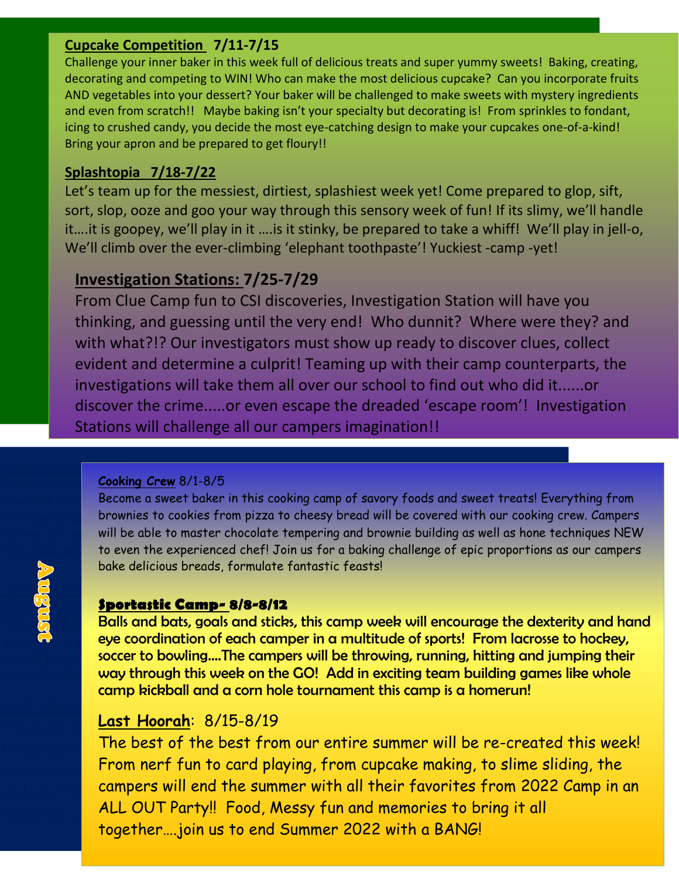**Cupcake Competition** 7/11-7/15

Challenge your inner baker in this week full of delicious treats and super yummy sweets! Baking, creating, decorating and competing to WIN! Who can make the most delicious cupcake? Can you incorporate fruits AND vegetables into your dessert? Your baker will be challenged to make sweets with mystery ingredients and even from scratch!! Maybe baking isn't your specialty but decorating is! From sprinkles to fondant, icing to crushed candy, you decide the most eye-catching design to make your cupcakes one-of-a-kind! Bring your apron and be prepared to get floury!!

**Splashtopia** 7/18-7/22

Let's team up for the messiest, dirtiest, splashiest week yet! Come prepared to glop, sift, sort, slop, ooze and goo your way through this sensory week of fun! If its slimy, we'll handle it….it is goopey, we'll play in it ….is it stinky, be prepared to take a whiff! We'll play in jell-o, We'll climb over the ever-climbing 'elephant toothpaste'! Yuckiest -camp -yet!

**Investigation Stations:** 7/25-7/29

From Clue Camp fun to CSI discoveries, Investigation Station will have you thinking, and guessing until the very end! Who dunnit? Where were they? and with what?!? Our investigators must show up ready to discover clues, collect evident and determine a culprit! Teaming up with their camp counterparts, the investigations will take them all over our school to find out who did it......or discover the crime.....or even escape the dreaded 'escape room'! Investigation Stations will challenge all our campers imagination!!

## August

**Cooking Crew** 8/1-8/5

Become a sweet baker in this cooking camp of savory foods and sweet treats! Everything from brownies to cookies from pizza to cheesy bread will be covered with our cooking crew. Campers will be able to master chocolate tempering and brownie building as well as hone techniques NEW to even the experienced chef! Join us for a baking challenge of epic proportions as our campers bake delicious breads, formulate fantastic feasts!

**Sportastic Camp- 8/8-8/12**

**Balls and bats, goals and sticks, this camp week will encourage the dexterity and hand eye coordination of each camper in a multitude of sports! From lacrosse to hockey, soccer to bowling….The campers will be throwing, running, hitting and jumping their way through this week on the GO! Add in exciting team building games like whole camp kickball and a corn hole tournament this camp is a homerun!**

**Last Hoorah**: 8/15-8/19

The best of the best from our entire summer will be re-created this week! From nerf fun to card playing, from cupcake making, to slime sliding, the campers will end the summer with all their favorites from 2022 Camp in an ALL OUT Party!! Food, Messy fun and memories to bring it all together….join us to end Summer 2022 with a BANG!